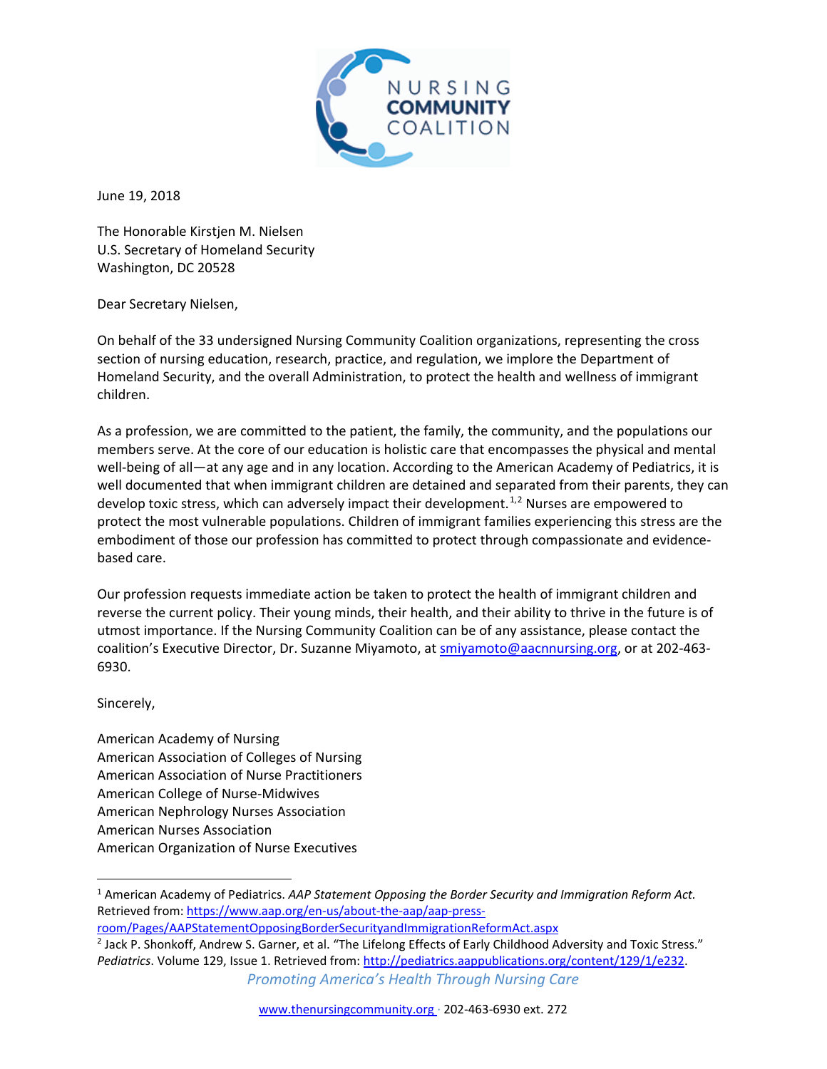NURSING COMMUNITY COALITION

June 19, 2018

The Honorable Kirstjen M. Nielsen
U.S. Secretary of Homeland Security
Washington, DC 20528

Dear Secretary Nielsen,

On behalf of the 33 undersigned Nursing Community Coalition organizations, representing the cross section of nursing education, research, practice, and regulation, we implore the Department of Homeland Security, and the overall Administration, to protect the health and wellness of immigrant children.

As a profession, we are committed to the patient, the family, the community, and the populations our members serve. At the core of our education is holistic care that encompasses the physical and mental well-being of all—at any age and in any location. According to the American Academy of Pediatrics, it is well documented that when immigrant children are detained and separated from their parents, they can develop toxic stress, which can adversely impact their development.[1,2] Nurses are empowered to protect the most vulnerable populations. Children of immigrant families experiencing this stress are the embodiment of those our profession has committed to protect through compassionate and evidence-based care.

Our profession requests immediate action be taken to protect the health of immigrant children and reverse the current policy. Their young minds, their health, and their ability to thrive in the future is of utmost importance. If the Nursing Community Coalition can be of any assistance, please contact the coalition's Executive Director, Dr. Suzanne Miyamoto, at smiyamoto@aacnnursing.org, or at 202-463-6930.

Sincerely,

American Academy of Nursing
American Association of Colleges of Nursing
American Association of Nurse Practitioners
American College of Nurse-Midwives
American Nephrology Nurses Association
American Nurses Association
American Organization of Nurse Executives

---

[1] American Academy of Pediatrics. *AAP Statement Opposing the Border Security and Immigration Reform Act*. Retrieved from: https://www.aap.org/en-us/about-the-aap/aap-press-room/Pages/AAPStatementOpposingBorderSecurityandImmigrationReformAct.aspx

[2] Jack P. Shonkoff, Andrew S. Garner, et al. "The Lifelong Effects of Early Childhood Adversity and Toxic Stress." *Pediatrics*. Volume 129, Issue 1. Retrieved from: http://pediatrics.aappublications.org/content/129/1/e232.

*Promoting America's Health Through Nursing Care*

www.thenursingcommunity.org · 202-463-6930 ext. 272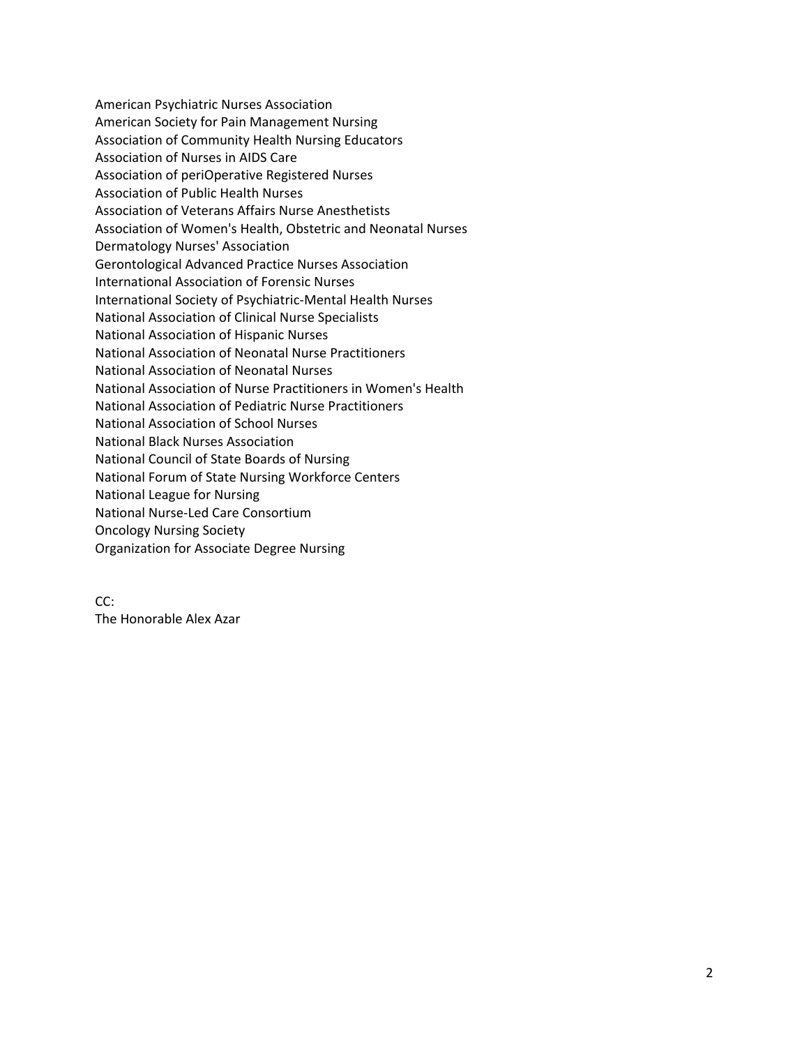American Psychiatric Nurses Association
American Society for Pain Management Nursing
Association of Community Health Nursing Educators
Association of Nurses in AIDS Care
Association of periOperative Registered Nurses
Association of Public Health Nurses
Association of Veterans Affairs Nurse Anesthetists
Association of Women's Health, Obstetric and Neonatal Nurses
Dermatology Nurses' Association
Gerontological Advanced Practice Nurses Association
International Association of Forensic Nurses
International Society of Psychiatric-Mental Health Nurses
National Association of Clinical Nurse Specialists
National Association of Hispanic Nurses
National Association of Neonatal Nurse Practitioners
National Association of Neonatal Nurses
National Association of Nurse Practitioners in Women's Health
National Association of Pediatric Nurse Practitioners
National Association of School Nurses
National Black Nurses Association
National Council of State Boards of Nursing
National Forum of State Nursing Workforce Centers
National League for Nursing
National Nurse-Led Care Consortium
Oncology Nursing Society
Organization for Associate Degree Nursing

CC:
The Honorable Alex Azar